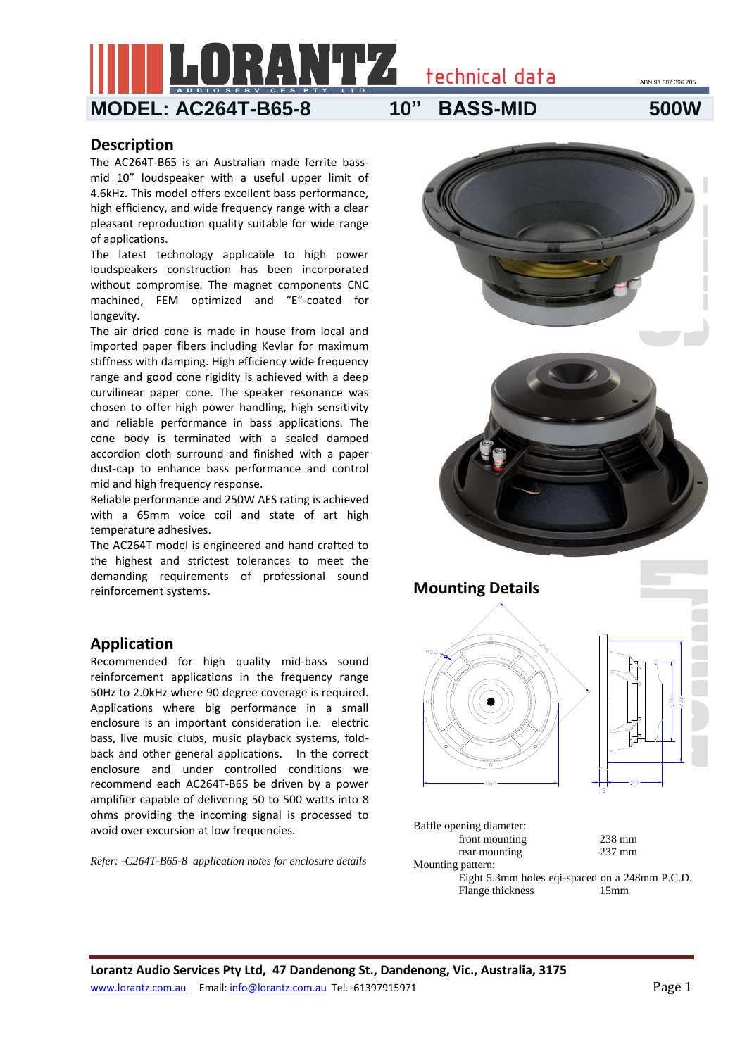# LORANTZ technical data

ABN 91 007 396 705

## MODEL: AC264T-B65-8 10" BASS-MID 500W

## Description

The AC264T-B65 is an Australian made ferrite bass-mid 10" loudspeaker with a useful upper limit of 4.6kHz. This model offers excellent bass performance, high efficiency, and wide frequency range with a clear pleasant reproduction quality suitable for wide range of applications.

The latest technology applicable to high power loudspeakers construction has been incorporated without compromise. The magnet components CNC machined, FEM optimized and "E"-coated for longevity.

The air dried cone is made in house from local and imported paper fibers including Kevlar for maximum stiffness with damping. High efficiency wide frequency range and good cone rigidity is achieved with a deep curvilinear paper cone. The speaker resonance was chosen to offer high power handling, high sensitivity and reliable performance in bass applications. The cone body is terminated with a sealed damped accordion cloth surround and finished with a paper dust-cap to enhance bass performance and control mid and high frequency response.

Reliable performance and 250W AES rating is achieved with a 65mm voice coil and state of art high temperature adhesives.

The AC264T model is engineered and hand crafted to the highest and strictest tolerances to meet the demanding requirements of professional sound reinforcement systems.

## Application

Recommended for high quality mid-bass sound reinforcement applications in the frequency range 50Hz to 2.0kHz where 90 degree coverage is required. Applications where big performance in a small enclosure is an important consideration i.e. electric bass, live music clubs, music playback systems, fold-back and other general applications. In the correct enclosure and under controlled conditions we recommend each AC264T-B65 be driven by a power amplifier capable of delivering 50 to 500 watts into 8 ohms providing the incoming signal is processed to avoid over excursion at low frequencies.

*Refer: -C264T-B65-8 application notes for enclosure details*

## Mounting Details

Baffle opening diameter:

| | |
|---|---|
| front mounting | 238 mm |
| rear mounting | 237 mm |

Mounting pattern:

Eight 5.3mm holes eqi-spaced on a 248mm P.C.D.

| | |
|---|---|
| Flange thickness | 15mm |

**Lorantz Audio Services Pty Ltd, 47 Dandenong St., Dandenong, Vic., Australia, 3175**

www.lorantz.com.au Email: info@lorantz.com.au Tel.+61397915971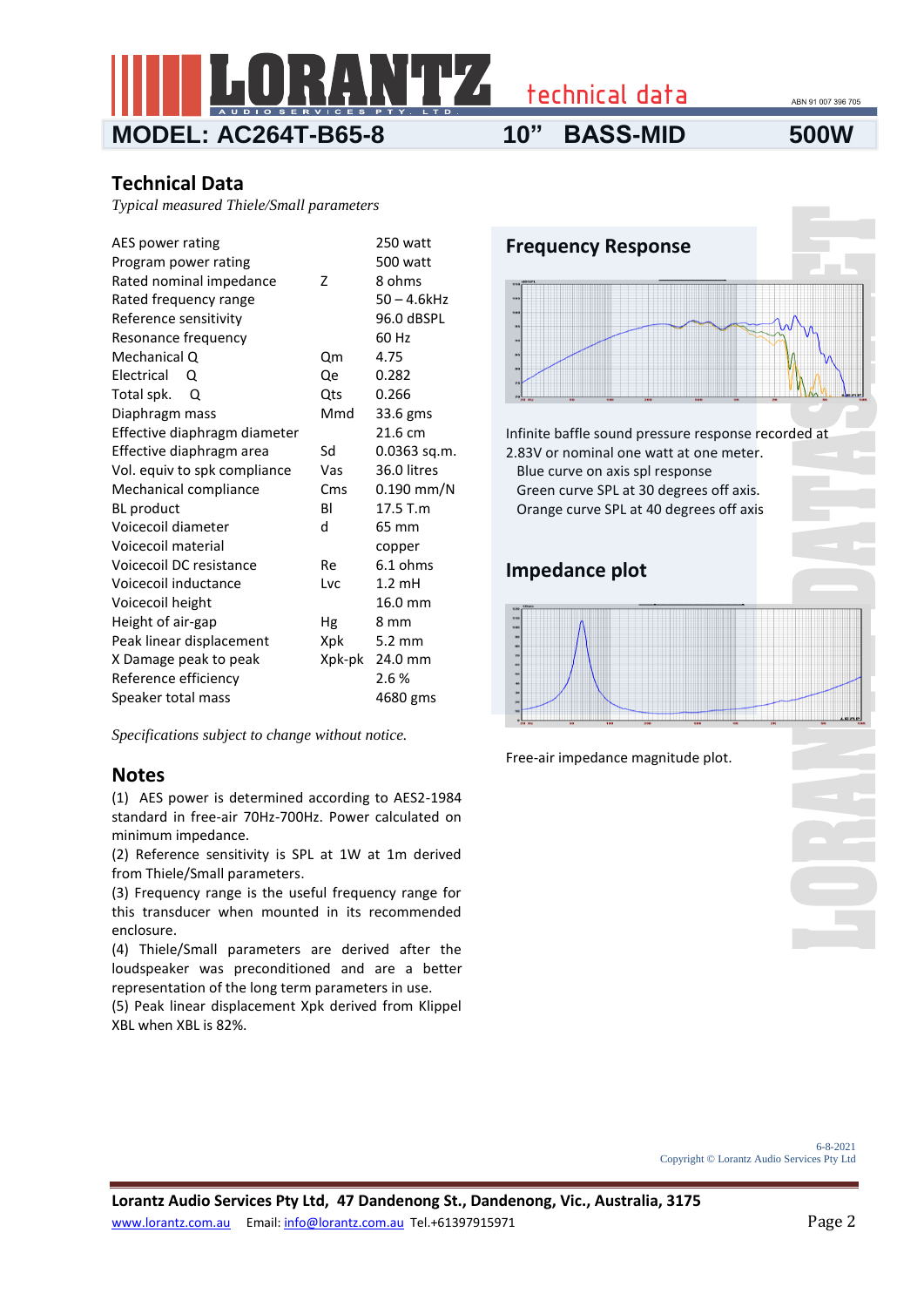**MODEL: AC264T-B65-8** 10" BASS-MID 500W

## Technical Data

*Typical measured Thiele/Small parameters*

| | | |
|---|---|---|
| AES power rating | | 250 watt |
| Program power rating | | 500 watt |
| Rated nominal impedance | Z | 8 ohms |
| Rated frequency range | | 50 – 4.6kHz |
| Reference sensitivity | | 96.0 dBSPL |
| Resonance frequency | | 60 Hz |
| Mechanical Q | Qm | 4.75 |
| Electrical Q | Qe | 0.282 |
| Total spk. Q | Qts | 0.266 |
| Diaphragm mass | Mmd | 33.6 gms |
| Effective diaphragm diameter | | 21.6 cm |
| Effective diaphragm area | Sd | 0.0363 sq.m. |
| Vol. equiv to spk compliance | Vas | 36.0 litres |
| Mechanical compliance | Cms | 0.190 mm/N |
| BL product | Bl | 17.5 T.m |
| Voicecoil diameter | d | 65 mm |
| Voicecoil material | | copper |
| Voicecoil DC resistance | Re | 6.1 ohms |
| Voicecoil inductance | Lvc | 1.2 mH |
| Voicecoil height | | 16.0 mm |
| Height of air-gap | Hg | 8 mm |
| Peak linear displacement | Xpk | 5.2 mm |
| X Damage peak to peak | Xpk-pk | 24.0 mm |
| Reference efficiency | | 2.6 % |
| Speaker total mass | | 4680 gms |

*Specifications subject to change without notice.*

## Notes

(1) AES power is determined according to AES2-1984 standard in free-air 70Hz-700Hz. Power calculated on minimum impedance.
(2) Reference sensitivity is SPL at 1W at 1m derived from Thiele/Small parameters.
(3) Frequency range is the useful frequency range for this transducer when mounted in its recommended enclosure.
(4) Thiele/Small parameters are derived after the loudspeaker was preconditioned and are a better representation of the long term parameters in use.
(5) Peak linear displacement Xpk derived from Klippel XBL when XBL is 82%.

## Frequency Response

Infinite baffle sound pressure response recorded at 2.83V or nominal one watt at one meter.
Blue curve on axis spl response
Green curve SPL at 30 degrees off axis.
Orange curve SPL at 40 degrees off axis

## Impedance plot

Free-air impedance magnitude plot.

6-8-2021
Copyright © Lorantz Audio Services Pty Ltd

**Lorantz Audio Services Pty Ltd, 47 Dandenong St., Dandenong, Vic., Australia, 3175**
www.lorantz.com.au Email: info@lorantz.com.au Tel.+61397915971